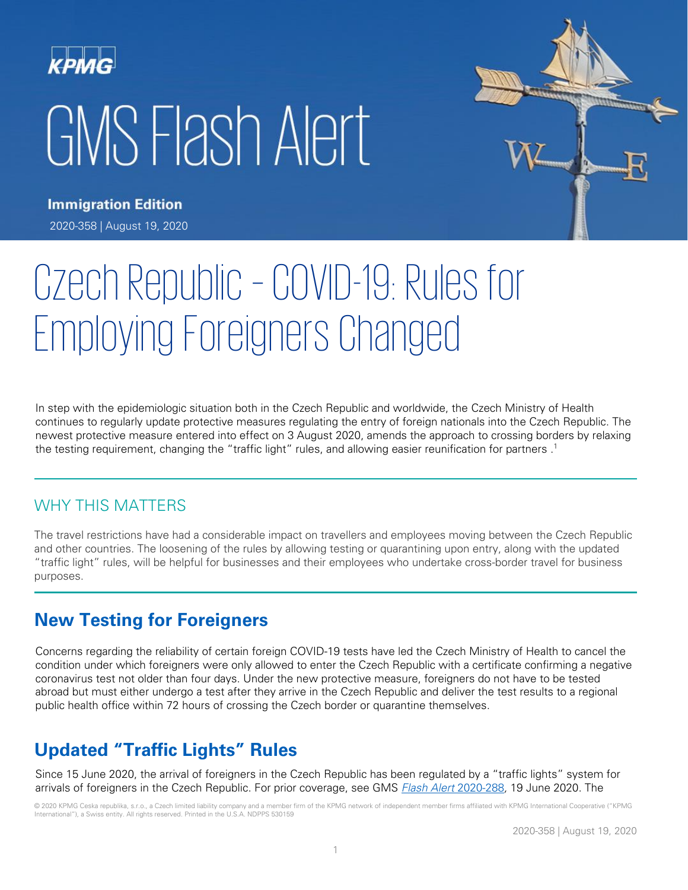KPMG

# GMS Flash Alert

**Immigration Edition**

2020-358 | August 19, 2020

# Czech Republic – COVID-19: Rules for Employing Foreigners Changed

In step with the epidemiologic situation both in the Czech Republic and worldwide, the Czech Ministry of Health continues to regularly update protective measures regulating the entry of foreign nationals into the Czech Republic. The newest protective measure entered into effect on 3 August 2020, amends the approach to crossing borders by relaxing the testing requirement, changing the "traffic light" rules, and allowing easier reunification for partners .[1]

## WHY THIS MATTERS

The travel restrictions have had a considerable impact on travellers and employees moving between the Czech Republic and other countries. The loosening of the rules by allowing testing or quarantining upon entry, along with the updated "traffic light" rules, will be helpful for businesses and their employees who undertake cross-border travel for business purposes.

## New Testing for Foreigners

Concerns regarding the reliability of certain foreign COVID-19 tests have led the Czech Ministry of Health to cancel the condition under which foreigners were only allowed to enter the Czech Republic with a certificate confirming a negative coronavirus test not older than four days. Under the new protective measure, foreigners do not have to be tested abroad but must either undergo a test after they arrive in the Czech Republic and deliver the test results to a regional public health office within 72 hours of crossing the Czech border or quarantine themselves.

## Updated "Traffic Lights" Rules

Since 15 June 2020, the arrival of foreigners in the Czech Republic has been regulated by a "traffic lights" system for arrivals of foreigners in the Czech Republic. For prior coverage, see GMS *Flash Alert* 2020-288, 19 June 2020. The

© 2020 KPMG Ceska republika, s.r.o., a Czech limited liability company and a member firm of the KPMG network of independent member firms affiliated with KPMG International Cooperative ("KPMG International"), a Swiss entity. All rights reserved. Printed in the U.S.A. NDPPS 530159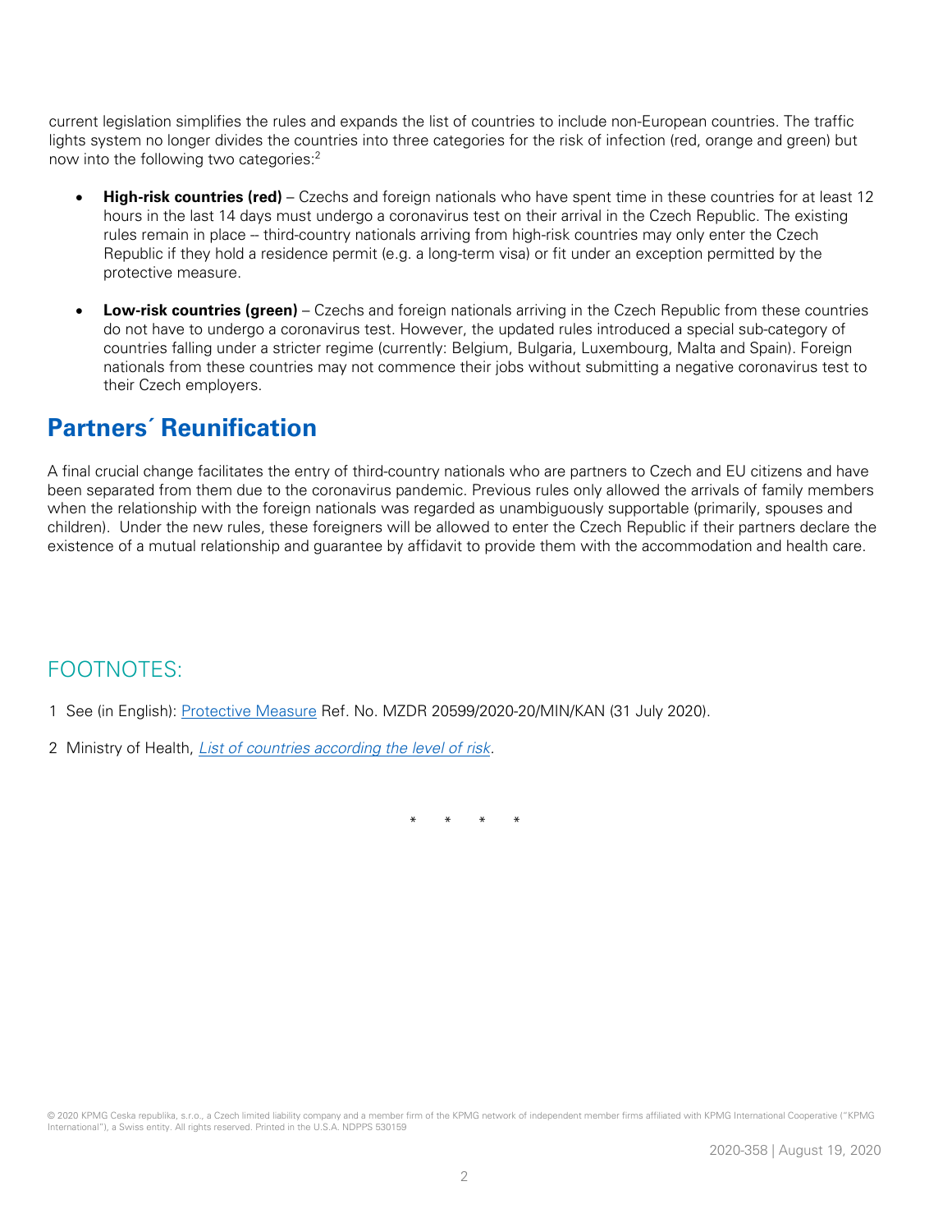current legislation simplifies the rules and expands the list of countries to include non-European countries. The traffic lights system no longer divides the countries into three categories for the risk of infection (red, orange and green) but now into the following two categories:[2]

- **High-risk countries (red)** – Czechs and foreign nationals who have spent time in these countries for at least 12 hours in the last 14 days must undergo a coronavirus test on their arrival in the Czech Republic. The existing rules remain in place -- third-country nationals arriving from high-risk countries may only enter the Czech Republic if they hold a residence permit (e.g. a long-term visa) or fit under an exception permitted by the protective measure.

- **Low-risk countries (green)** – Czechs and foreign nationals arriving in the Czech Republic from these countries do not have to undergo a coronavirus test. However, the updated rules introduced a special sub-category of countries falling under a stricter regime (currently: Belgium, Bulgaria, Luxembourg, Malta and Spain). Foreign nationals from these countries may not commence their jobs without submitting a negative coronavirus test to their Czech employers.

## Partners´ Reunification

A final crucial change facilitates the entry of third-country nationals who are partners to Czech and EU citizens and have been separated from them due to the coronavirus pandemic. Previous rules only allowed the arrivals of family members when the relationship with the foreign nationals was regarded as unambiguously supportable (primarily, spouses and children). Under the new rules, these foreigners will be allowed to enter the Czech Republic if their partners declare the existence of a mutual relationship and guarantee by affidavit to provide them with the accommodation and health care.

## FOOTNOTES:

1 See (in English): Protective Measure Ref. No. MZDR 20599/2020-20/MIN/KAN (31 July 2020).

2 Ministry of Health, *List of countries according the level of risk*.

\* \* \* \*

© 2020 KPMG Ceska republika, s.r.o., a Czech limited liability company and a member firm of the KPMG network of independent member firms affiliated with KPMG International Cooperative ("KPMG International"), a Swiss entity. All rights reserved. Printed in the U.S.A. NDPPS 530159

2020-358 | August 19, 2020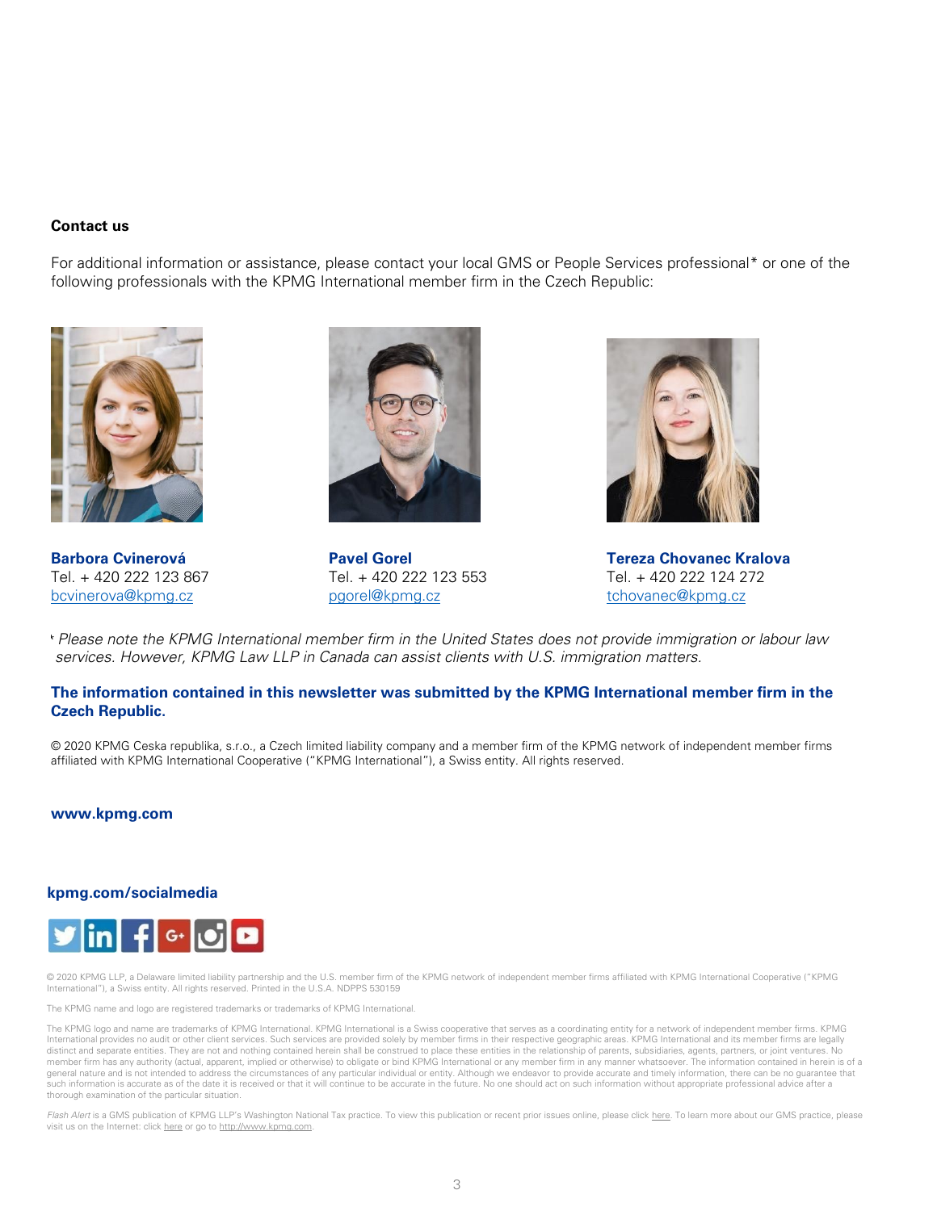**Contact us**

For additional information or assistance, please contact your local GMS or People Services professional* or one of the following professionals with the KPMG International member firm in the Czech Republic:

**Barbora Cvinerová**
Tel. + 420 222 123 867
bcvinerova@kpmg.cz

**Pavel Gorel**
Tel. + 420 222 123 553
pgorel@kpmg.cz

**Tereza Chovanec Kralova**
Tel. + 420 222 124 272
tchovanec@kpmg.cz

* *Please note the KPMG International member firm in the United States does not provide immigration or labour law services. However, KPMG Law LLP in Canada can assist clients with U.S. immigration matters.*

**The information contained in this newsletter was submitted by the KPMG International member firm in the Czech Republic.**

© 2020 KPMG Ceska republika, s.r.o., a Czech limited liability company and a member firm of the KPMG network of independent member firms affiliated with KPMG International Cooperative ("KPMG International"), a Swiss entity. All rights reserved.

**www.kpmg.com**

**kpmg.com/socialmedia**

© 2020 KPMG LLP, a Delaware limited liability partnership and the U.S. member firm of the KPMG network of independent member firms affiliated with KPMG International Cooperative ("KPMG International"), a Swiss entity. All rights reserved. Printed in the U.S.A. NDPPS 530159

The KPMG name and logo are registered trademarks or trademarks of KPMG International.

The KPMG logo and name are trademarks of KPMG International. KPMG International is a Swiss cooperative that serves as a coordinating entity for a network of independent member firms. KPMG International provides no audit or other client services. Such services are provided solely by member firms in their respective geographic areas. KPMG International and its member firms are legally distinct and separate entities. They are not and nothing contained herein shall be construed to place these entities in the relationship of parents, subsidiaries, agents, partners, or joint ventures. No member firm has any authority (actual, apparent, implied or otherwise) to obligate or bind KPMG International or any member firm in any manner whatsoever. The information contained in herein is of a general nature and is not intended to address the circumstances of any particular individual or entity. Although we endeavor to provide accurate and timely information, there can be no guarantee that such information is accurate as of the date it is received or that it will continue to be accurate in the future. No one should act on such information without appropriate professional advice after a thorough examination of the particular situation.

*Flash Alert* is a GMS publication of KPMG LLP's Washington National Tax practice. To view this publication or recent prior issues online, please click here. To learn more about our GMS practice, please visit us on the Internet: click here or go to http://www.kpmg.com.